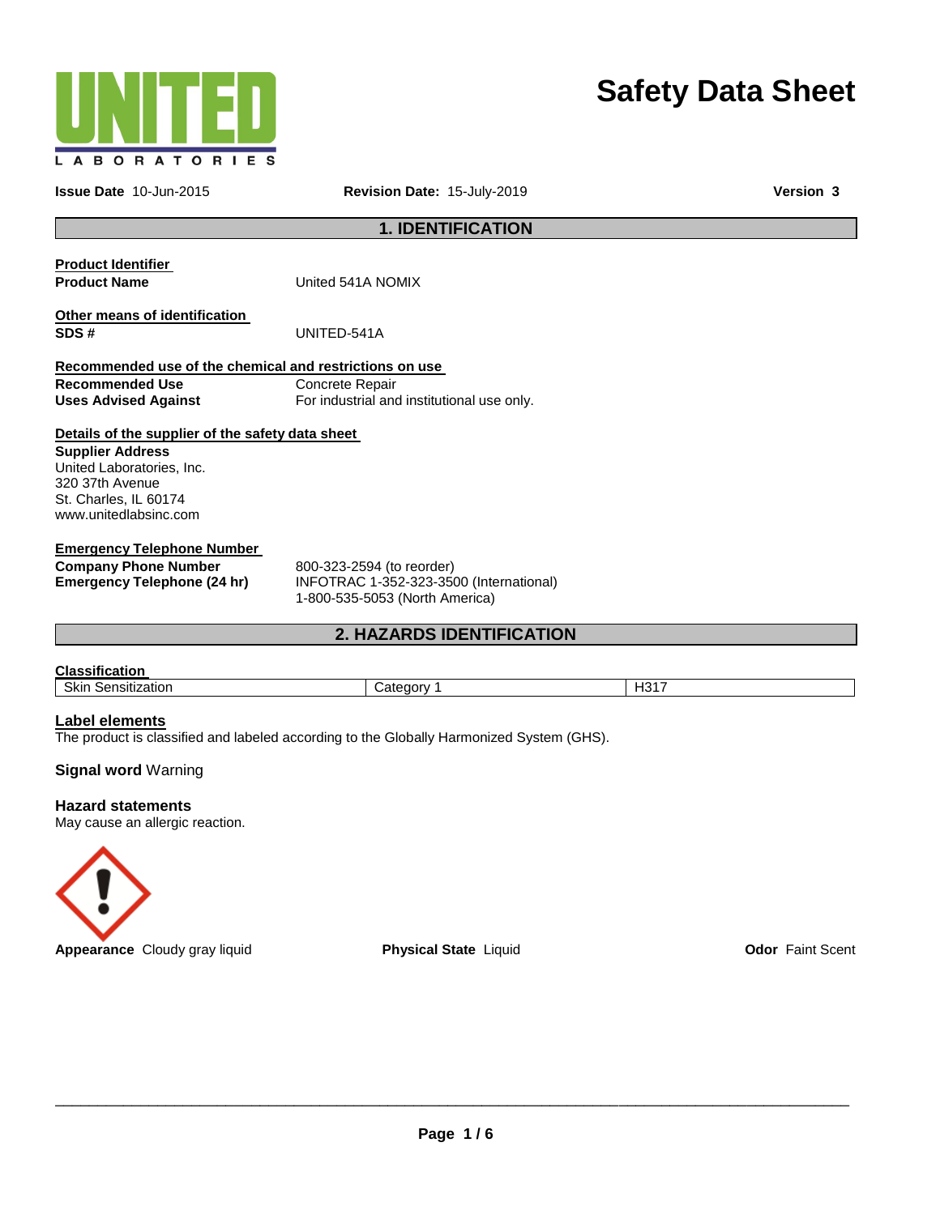UNITED LABORATORIES

# Safety Data Sheet

**Issue Date** 10-Jun-2015 **Revision Date:** 15-July-2019 **Version 3**

## 1. IDENTIFICATION

**Product Identifier**

**Product Name** United 541A NOMIX

**Other means of identification**

**SDS #** UNITED-541A

**Recommended use of the chemical and restrictions on use**

**Recommended Use** Concrete Repair

**Uses Advised Against** For industrial and institutional use only.

**Details of the supplier of the safety data sheet**

**Supplier Address**
United Laboratories, Inc.
320 37th Avenue
St. Charles, IL 60174
www.unitedlabsinc.com

**Emergency Telephone Number**

**Company Phone Number** 800-323-2594 (to reorder)

**Emergency Telephone (24 hr)** INFOTRAC 1-352-323-3500 (International)
1-800-535-5053 (North America)

## 2. HAZARDS IDENTIFICATION

**Classification**

| Skin Sensitization | Category 1 | H317 |
|---|---|---|

### Label elements

The product is classified and labeled according to the Globally Harmonized System (GHS).

**Signal word** Warning

### Hazard statements

May cause an allergic reaction.

**Appearance** Cloudy gray liquid **Physical State** Liquid **Odor** Faint Scent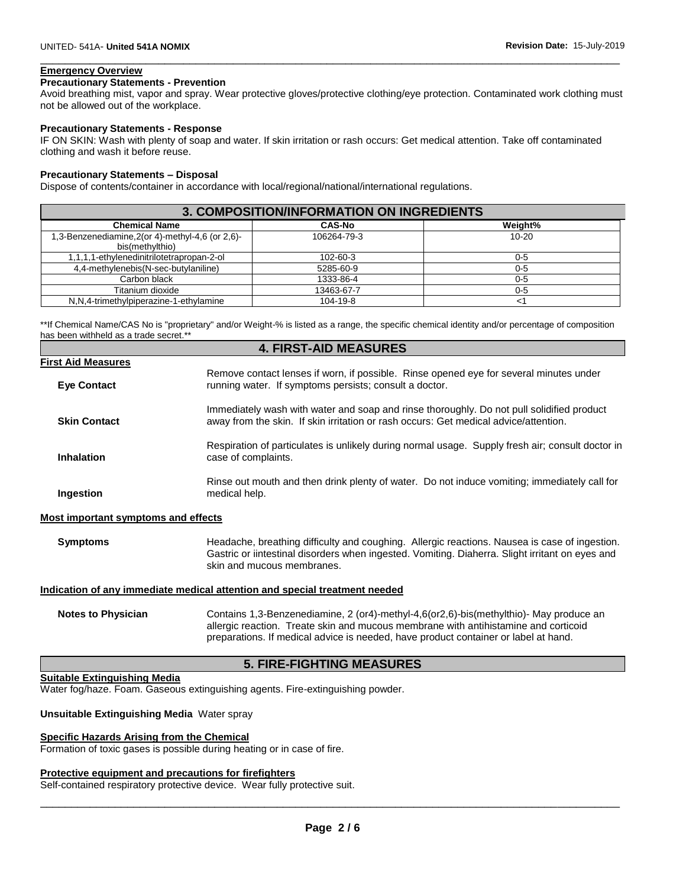## Emergency Overview

### Precautionary Statements - Prevention

Avoid breathing mist, vapor and spray. Wear protective gloves/protective clothing/eye protection. Contaminated work clothing must not be allowed out of the workplace.

### Precautionary Statements - Response

IF ON SKIN: Wash with plenty of soap and water. If skin irritation or rash occurs: Get medical attention. Take off contaminated clothing and wash it before reuse.

### Precautionary Statements – Disposal

Dispose of contents/container in accordance with local/regional/national/international regulations.

## 3. COMPOSITION/INFORMATION ON INGREDIENTS

| Chemical Name | CAS-No | Weight% |
|---|---|---|
| 1,3-Benzenediamine,2(or 4)-methyl-4,6 (or 2,6)-bis(methylthio) | 106264-79-3 | 10-20 |
| 1,1,1,1-ethylenedinitrilotetrapropan-2-ol | 102-60-3 | 0-5 |
| 4,4-methylenebis(N-sec-butylaniline) | 5285-60-9 | 0-5 |
| Carbon black | 1333-86-4 | 0-5 |
| Titanium dioxide | 13463-67-7 | 0-5 |
| N,N,4-trimethylpiperazine-1-ethylamine | 104-19-8 | <1 |

**If Chemical Name/CAS No is "proprietary" and/or Weight-% is listed as a range, the specific chemical identity and/or percentage of composition has been withheld as a trade secret.**

## 4. FIRST-AID MEASURES

### First Aid Measures

**Eye Contact**
Remove contact lenses if worn, if possible. Rinse opened eye for several minutes under running water. If symptoms persists; consult a doctor.

**Skin Contact**
Immediately wash with water and soap and rinse thoroughly. Do not pull solidified product away from the skin. If skin irritation or rash occurs: Get medical advice/attention.

**Inhalation**
Respiration of particulates is unlikely during normal usage. Supply fresh air; consult doctor in case of complaints.

**Ingestion**
Rinse out mouth and then drink plenty of water. Do not induce vomiting; immediately call for medical help.

### Most important symptoms and effects

**Symptoms**
Headache, breathing difficulty and coughing. Allergic reactions. Nausea is case of ingestion. Gastric or iintestinal disorders when ingested. Vomiting. Diaherra. Slight irritant on eyes and skin and mucous membranes.

### Indication of any immediate medical attention and special treatment needed

**Notes to Physician**
Contains 1,3-Benzenediamine, 2 (or4)-methyl-4,6(or2,6)-bis(methylthio)- May produce an allergic reaction. Treate skin and mucous membrane with antihistamine and corticoid preparations. If medical advice is needed, have product container or label at hand.

## 5. FIRE-FIGHTING MEASURES

### Suitable Extinguishing Media

Water fog/haze. Foam. Gaseous extinguishing agents. Fire-extinguishing powder.

**Unsuitable Extinguishing Media** Water spray

### Specific Hazards Arising from the Chemical

Formation of toxic gases is possible during heating or in case of fire.

### Protective equipment and precautions for firefighters

Self-contained respiratory protective device. Wear fully protective suit.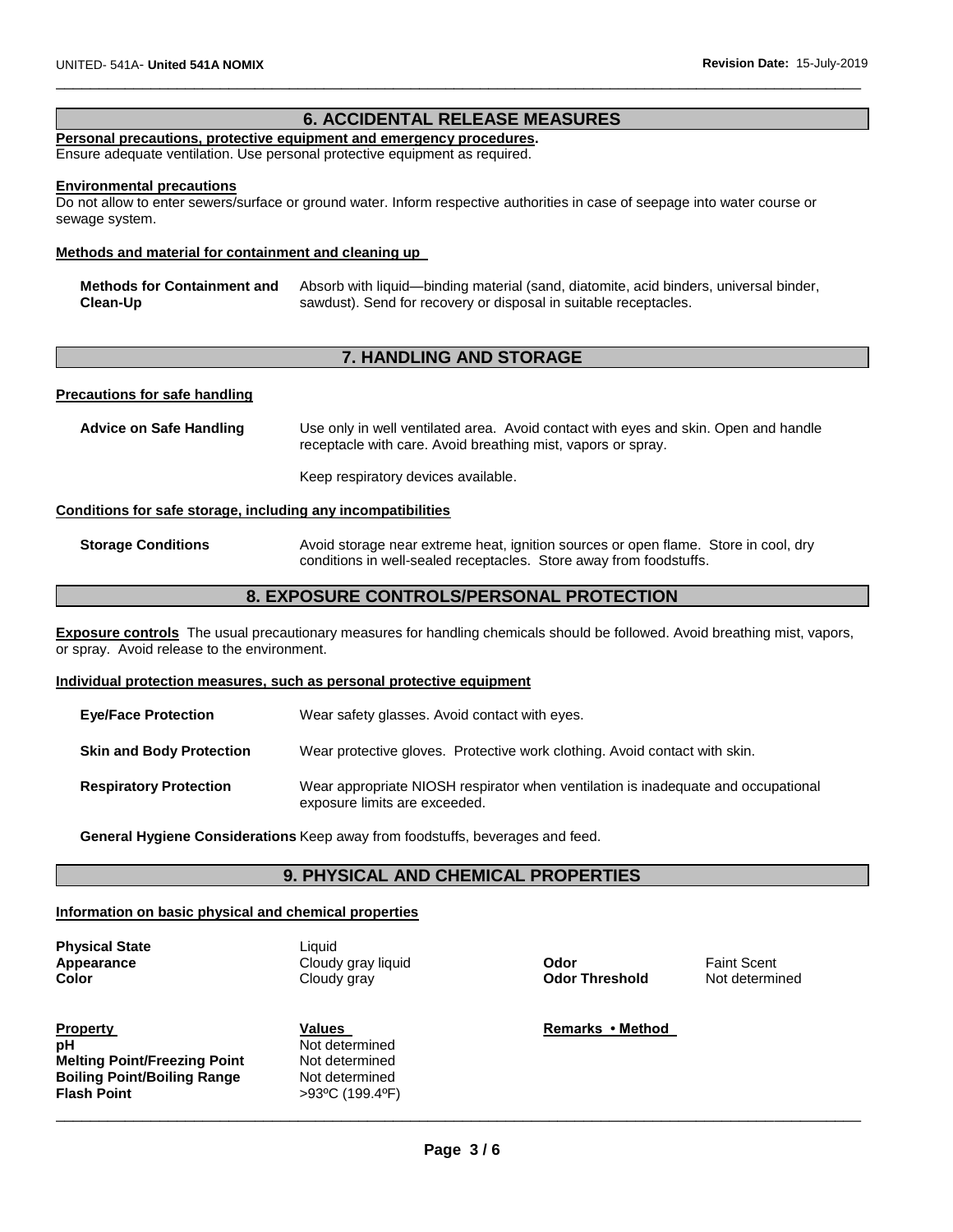## 6. ACCIDENTAL RELEASE MEASURES

**Personal precautions, protective equipment and emergency procedures.**
Ensure adequate ventilation. Use personal protective equipment as required.

**Environmental precautions**
Do not allow to enter sewers/surface or ground water. Inform respective authorities in case of seepage into water course or sewage system.

**Methods and material for containment and cleaning up**

| | |
|---|---|
| **Methods for Containment and Clean-Up** | Absorb with liquid—binding material (sand, diatomite, acid binders, universal binder, sawdust). Send for recovery or disposal in suitable receptacles. |

## 7. HANDLING AND STORAGE

**Precautions for safe handling**

| | |
|---|---|
| **Advice on Safe Handling** | Use only in well ventilated area. Avoid contact with eyes and skin. Open and handle receptacle with care. Avoid breathing mist, vapors or spray.<br><br>Keep respiratory devices available. |

**Conditions for safe storage, including any incompatibilities**

| | |
|---|---|
| **Storage Conditions** | Avoid storage near extreme heat, ignition sources or open flame. Store in cool, dry conditions in well-sealed receptacles. Store away from foodstuffs. |

## 8. EXPOSURE CONTROLS/PERSONAL PROTECTION

**Exposure controls** The usual precautionary measures for handling chemicals should be followed. Avoid breathing mist, vapors, or spray. Avoid release to the environment.

**Individual protection measures, such as personal protective equipment**

| | |
|---|---|
| **Eye/Face Protection** | Wear safety glasses. Avoid contact with eyes. |
| **Skin and Body Protection** | Wear protective gloves. Protective work clothing. Avoid contact with skin. |
| **Respiratory Protection** | Wear appropriate NIOSH respirator when ventilation is inadequate and occupational exposure limits are exceeded. |
| **General Hygiene Considerations** | Keep away from foodstuffs, beverages and feed. |

## 9. PHYSICAL AND CHEMICAL PROPERTIES

**Information on basic physical and chemical properties**

| | | | |
|---|---|---|---|
| **Physical State** | Liquid | | |
| **Appearance** | Cloudy gray liquid | **Odor** | Faint Scent |
| **Color** | Cloudy gray | **Odor Threshold** | Not determined |

| **Property** | **Values** | **Remarks • Method** |
|---|---|---|
| **pH** | Not determined | |
| **Melting Point/Freezing Point** | Not determined | |
| **Boiling Point/Boiling Range** | Not determined | |
| **Flash Point** | >93ºC (199.4ºF) | |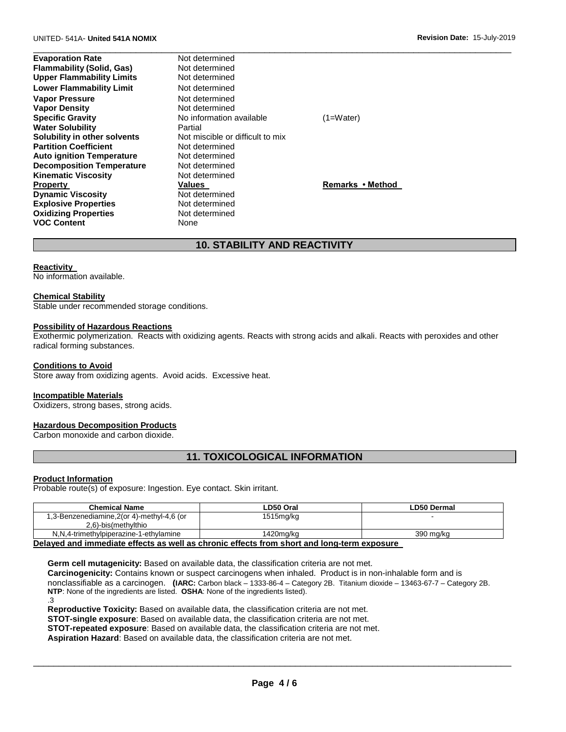| | | |
|---|---|---|
| **Evaporation Rate** | Not determined | |
| **Flammability (Solid, Gas)** | Not determined | |
| **Upper Flammability Limits** | Not determined | |
| **Lower Flammability Limit** | Not determined | |
| **Vapor Pressure** | Not determined | |
| **Vapor Density** | Not determined | |
| **Specific Gravity** | No information available | (1=Water) |
| **Water Solubility** | Partial | |
| **Solubility in other solvents** | Not miscible or difficult to mix | |
| **Partition Coefficient** | Not determined | |
| **Auto ignition Temperature** | Not determined | |
| **Decomposition Temperature** | Not determined | |
| **Kinematic Viscosity** | Not determined | |
| **Property** | **Values** | **Remarks • Method** |
| **Dynamic Viscosity** | Not determined | |
| **Explosive Properties** | Not determined | |
| **Oxidizing Properties** | Not determined | |
| **VOC Content** | None | |

## 10. STABILITY AND REACTIVITY

**Reactivity**
No information available.

**Chemical Stability**
Stable under recommended storage conditions.

**Possibility of Hazardous Reactions**
Exothermic polymerization. Reacts with oxidizing agents. Reacts with strong acids and alkali. Reacts with peroxides and other radical forming substances.

**Conditions to Avoid**
Store away from oxidizing agents. Avoid acids. Excessive heat.

**Incompatible Materials**
Oxidizers, strong bases, strong acids.

**Hazardous Decomposition Products**
Carbon monoxide and carbon dioxide.

## 11. TOXICOLOGICAL INFORMATION

**Product Information**
Probable route(s) of exposure: Ingestion. Eye contact. Skin irritant.

| Chemical Name | LD50 Oral | LD50 Dermal |
|---|---|---|
| 1,3-Benzenediamine,2(or 4)-methyl-4,6 (or 2,6)-bis(methylthio | 1515mg/kg | - |
| N,N,4-trimethylpiperazine-1-ethylamine | 1420mg/kg | 390 mg/kg |

**Delayed and immediate effects as well as chronic effects from short and long-term exposure**

**Germ cell mutagenicity:** Based on available data, the classification criteria are not met.
**Carcinogenicity:** Contains known or suspect carcinogens when inhaled. Product is in non-inhalable form and is nonclassifiable as a carcinogen. (**IARC:** Carbon black – 1333-86-4 – Category 2B. Titanium dioxide – 13463-67-7 – Category 2B. **NTP**: None of the ingredients are listed. **OSHA**: None of the ingredients listed).
.3
**Reproductive Toxicity:** Based on available data, the classification criteria are not met.
**STOT-single exposure**: Based on available data, the classification criteria are not met.
**STOT-repeated exposure**: Based on available data, the classification criteria are not met.
**Aspiration Hazard**: Based on available data, the classification criteria are not met.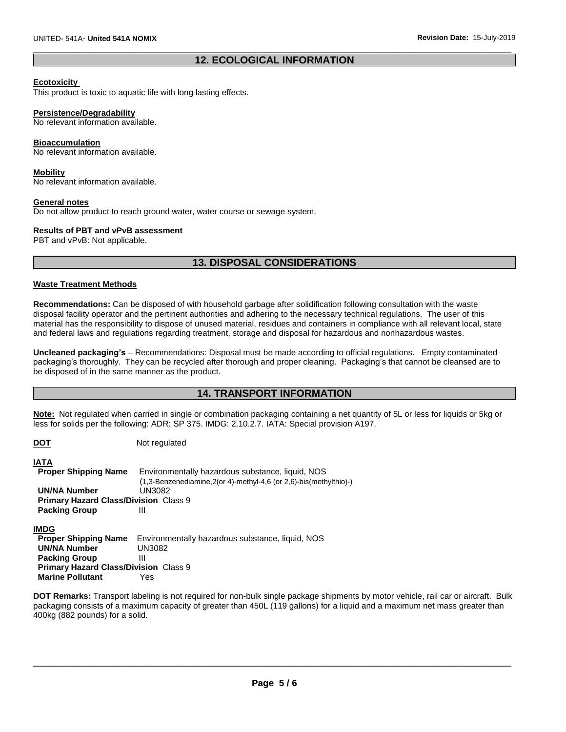## 12. ECOLOGICAL INFORMATION

**Ecotoxicity**

This product is toxic to aquatic life with long lasting effects.

**Persistence/Degradability**

No relevant information available.

**Bioaccumulation**

No relevant information available.

**Mobility**

No relevant information available.

**General notes**

Do not allow product to reach ground water, water course or sewage system.

**Results of PBT and vPvB assessment**

PBT and vPvB: Not applicable.

## 13. DISPOSAL CONSIDERATIONS

**Waste Treatment Methods**

**Recommendations:** Can be disposed of with household garbage after solidification following consultation with the waste disposal facility operator and the pertinent authorities and adhering to the necessary technical regulations. The user of this material has the responsibility to dispose of unused material, residues and containers in compliance with all relevant local, state and federal laws and regulations regarding treatment, storage and disposal for hazardous and nonhazardous wastes.

**Uncleaned packaging's** – Recommendations: Disposal must be made according to official regulations. Empty contaminated packaging's thoroughly. They can be recycled after thorough and proper cleaning. Packaging's that cannot be cleansed are to be disposed of in the same manner as the product.

## 14. TRANSPORT INFORMATION

**Note:** Not regulated when carried in single or combination packaging containing a net quantity of 5L or less for liquids or 5kg or less for solids per the following: ADR: SP 375. IMDG: 2.10.2.7. IATA: Special provision A197.

**DOT** Not regulated

**IATA**

| | |
|---|---|
| **Proper Shipping Name** | Environmentally hazardous substance, liquid, NOS (1,3-Benzenediamine,2(or 4)-methyl-4,6 (or 2,6)-bis(methylthio)-) |
| **UN/NA Number** | UN3082 |
| **Primary Hazard Class/Division** | Class 9 |
| **Packing Group** | III |

**IMDG**

| | |
|---|---|
| **Proper Shipping Name** | Environmentally hazardous substance, liquid, NOS |
| **UN/NA Number** | UN3082 |
| **Packing Group** | III |
| **Primary Hazard Class/Division** | Class 9 |
| **Marine Pollutant** | Yes |

**DOT Remarks:** Transport labeling is not required for non-bulk single package shipments by motor vehicle, rail car or aircraft. Bulk packaging consists of a maximum capacity of greater than 450L (119 gallons) for a liquid and a maximum net mass greater than 400kg (882 pounds) for a solid.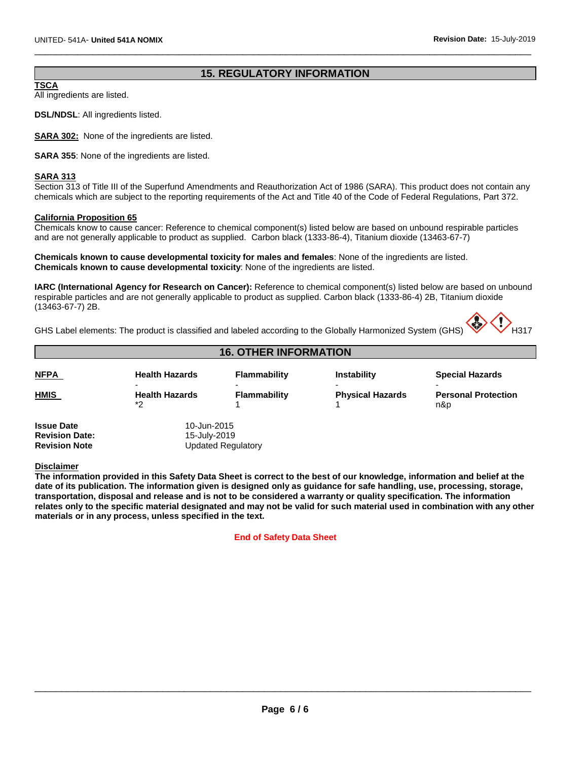## 15. REGULATORY INFORMATION

**TSCA**
All ingredients are listed.

**DSL/NDSL**: All ingredients listed.

**SARA 302:** None of the ingredients are listed.

**SARA 355**: None of the ingredients are listed.

**SARA 313**
Section 313 of Title III of the Superfund Amendments and Reauthorization Act of 1986 (SARA). This product does not contain any chemicals which are subject to the reporting requirements of the Act and Title 40 of the Code of Federal Regulations, Part 372.

**California Proposition 65**
Chemicals know to cause cancer: Reference to chemical component(s) listed below are based on unbound respirable particles and are not generally applicable to product as supplied. Carbon black (1333-86-4), Titanium dioxide (13463-67-7)

**Chemicals known to cause developmental toxicity for males and females**: None of the ingredients are listed.
**Chemicals known to cause developmental toxicity**: None of the ingredients are listed.

**IARC (International Agency for Research on Cancer):** Reference to chemical component(s) listed below are based on unbound respirable particles and are not generally applicable to product as supplied. Carbon black (1333-86-4) 2B, Titanium dioxide (13463-67-7) 2B.

GHS Label elements: The product is classified and labeled according to the Globally Harmonized System (GHS) H317

## 16. OTHER INFORMATION

| | | | | |
|---|---|---|---|---|
| **NFPA** | **Health Hazards** - | **Flammability** - | **Instability** - | **Special Hazards** - |
| **HMIS** | **Health Hazards** *2 | **Flammability** 1 | **Physical Hazards** 1 | **Personal Protection** n&p |

**Issue Date** 10-Jun-2015
**Revision Date:** 15-July-2019
**Revision Note** Updated Regulatory

**Disclaimer**
**The information provided in this Safety Data Sheet is correct to the best of our knowledge, information and belief at the date of its publication. The information given is designed only as guidance for safe handling, use, processing, storage, transportation, disposal and release and is not to be considered a warranty or quality specification. The information relates only to the specific material designated and may not be valid for such material used in combination with any other materials or in any process, unless specified in the text.**

**End of Safety Data Sheet**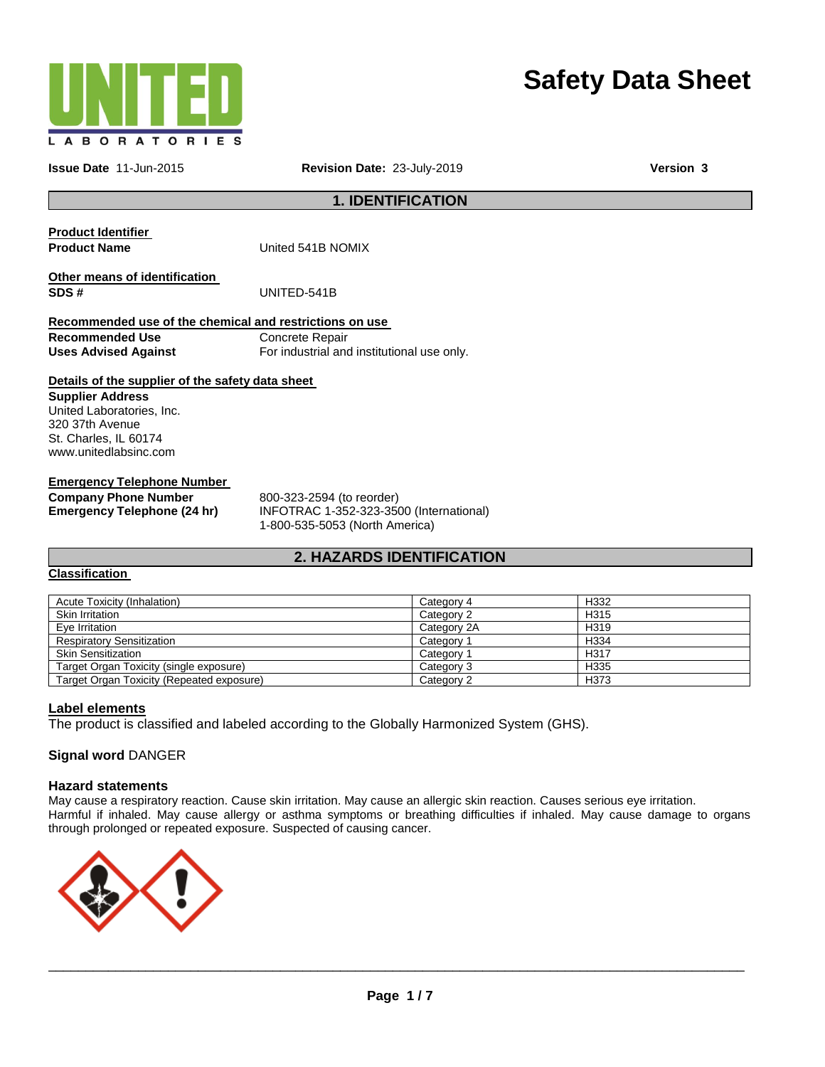UNITED LABORATORIES

# Safety Data Sheet

**Issue Date** 11-Jun-2015 **Revision Date:** 23-July-2019 **Version 3**

## 1. IDENTIFICATION

**Product Identifier**

**Product Name** United 541B NOMIX

**Other means of identification**

**SDS #** UNITED-541B

**Recommended use of the chemical and restrictions on use**

**Recommended Use** Concrete Repair

**Uses Advised Against** For industrial and institutional use only.

**Details of the supplier of the safety data sheet**

**Supplier Address**
United Laboratories, Inc.
320 37th Avenue
St. Charles, IL 60174
www.unitedlabsinc.com

**Emergency Telephone Number**

**Company Phone Number** 800-323-2594 (to reorder)

**Emergency Telephone (24 hr)** INFOTRAC 1-352-323-3500 (International)
1-800-535-5053 (North America)

## 2. HAZARDS IDENTIFICATION

**Classification**

| Hazard | Category | Code |
|---|---|---|
| Acute Toxicity (Inhalation) | Category 4 | H332 |
| Skin Irritation | Category 2 | H315 |
| Eye Irritation | Category 2A | H319 |
| Respiratory Sensitization | Category 1 | H334 |
| Skin Sensitization | Category 1 | H317 |
| Target Organ Toxicity (single exposure) | Category 3 | H335 |
| Target Organ Toxicity (Repeated exposure) | Category 2 | H373 |

**Label elements**

The product is classified and labeled according to the Globally Harmonized System (GHS).

**Signal word** DANGER

**Hazard statements**

May cause a respiratory reaction. Cause skin irritation. May cause an allergic skin reaction. Causes serious eye irritation. Harmful if inhaled. May cause allergy or asthma symptoms or breathing difficulties if inhaled. May cause damage to organs through prolonged or repeated exposure. Suspected of causing cancer.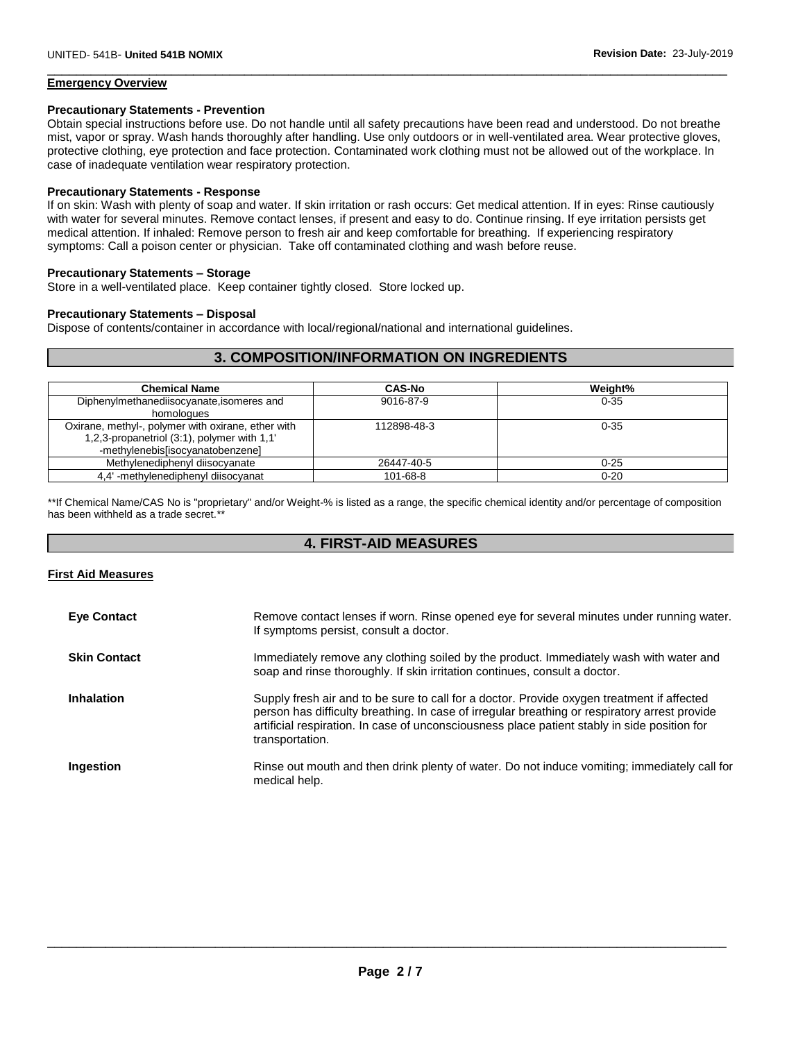**Emergency Overview**

**Precautionary Statements - Prevention**

Obtain special instructions before use. Do not handle until all safety precautions have been read and understood. Do not breathe mist, vapor or spray. Wash hands thoroughly after handling. Use only outdoors or in well-ventilated area. Wear protective gloves, protective clothing, eye protection and face protection. Contaminated work clothing must not be allowed out of the workplace. In case of inadequate ventilation wear respiratory protection.

**Precautionary Statements - Response**

If on skin: Wash with plenty of soap and water. If skin irritation or rash occurs: Get medical attention. If in eyes: Rinse cautiously with water for several minutes. Remove contact lenses, if present and easy to do. Continue rinsing. If eye irritation persists get medical attention. If inhaled: Remove person to fresh air and keep comfortable for breathing. If experiencing respiratory symptoms: Call a poison center or physician. Take off contaminated clothing and wash before reuse.

**Precautionary Statements – Storage**

Store in a well-ventilated place. Keep container tightly closed. Store locked up.

**Precautionary Statements – Disposal**

Dispose of contents/container in accordance with local/regional/national and international guidelines.

## 3. COMPOSITION/INFORMATION ON INGREDIENTS

| Chemical Name | CAS-No | Weight% |
|---|---|---|
| Diphenylmethanediisocyanate,isomeres and homologues | 9016-87-9 | 0-35 |
| Oxirane, methyl-, polymer with oxirane, ether with 1,2,3-propanetriol (3:1), polymer with 1,1' -methylenebis[isocyanatobenzene] | 112898-48-3 | 0-35 |
| Methylenediphenyl diisocyanate | 26447-40-5 | 0-25 |
| 4,4' -methylenediphenyl diisocyanat | 101-68-8 | 0-20 |

**If Chemical Name/CAS No is "proprietary" and/or Weight-% is listed as a range, the specific chemical identity and/or percentage of composition has been withheld as a trade secret.**

## 4. FIRST-AID MEASURES

**First Aid Measures**

**Eye Contact**
Remove contact lenses if worn. Rinse opened eye for several minutes under running water. If symptoms persist, consult a doctor.

**Skin Contact**
Immediately remove any clothing soiled by the product. Immediately wash with water and soap and rinse thoroughly. If skin irritation continues, consult a doctor.

**Inhalation**
Supply fresh air and to be sure to call for a doctor. Provide oxygen treatment if affected person has difficulty breathing. In case of irregular breathing or respiratory arrest provide artificial respiration. In case of unconsciousness place patient stably in side position for transportation.

**Ingestion**
Rinse out mouth and then drink plenty of water. Do not induce vomiting; immediately call for medical help.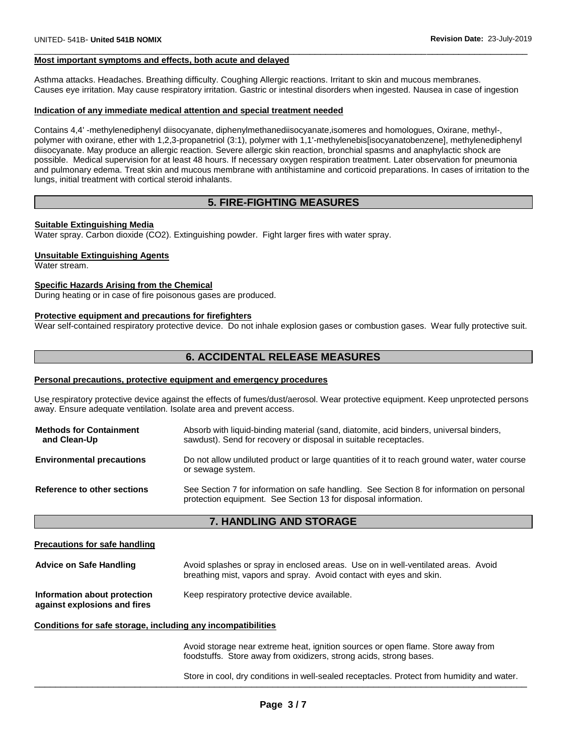#### Most important symptoms and effects, both acute and delayed

Asthma attacks. Headaches. Breathing difficulty. Coughing Allergic reactions. Irritant to skin and mucous membranes. Causes eye irritation. May cause respiratory irritation. Gastric or intestinal disorders when ingested. Nausea in case of ingestion

#### Indication of any immediate medical attention and special treatment needed

Contains 4,4' -methylenediphenyl diisocyanate, diphenylmethanediisocyanate,isomeres and homologues, Oxirane, methyl-, polymer with oxirane, ether with 1,2,3-propanetriol (3:1), polymer with 1,1'-methylenebis[isocyanatobenzene], methylenediphenyl diisocyanate. May produce an allergic reaction. Severe allergic skin reaction, bronchial spasms and anaphylactic shock are possible. Medical supervision for at least 48 hours. If necessary oxygen respiration treatment. Later observation for pneumonia and pulmonary edema. Treat skin and mucous membrane with antihistamine and corticoid preparations. In cases of irritation to the lungs, initial treatment with cortical steroid inhalants.

## 5. FIRE-FIGHTING MEASURES

#### Suitable Extinguishing Media

Water spray. Carbon dioxide ($CO_2$). Extinguishing powder. Fight larger fires with water spray.

#### Unsuitable Extinguishing Agents

Water stream.

#### Specific Hazards Arising from the Chemical

During heating or in case of fire poisonous gases are produced.

#### Protective equipment and precautions for firefighters

Wear self-contained respiratory protective device. Do not inhale explosion gases or combustion gases. Wear fully protective suit.

## 6. ACCIDENTAL RELEASE MEASURES

#### Personal precautions, protective equipment and emergency procedures

Use respiratory protective device against the effects of fumes/dust/aerosol. Wear protective equipment. Keep unprotected persons away. Ensure adequate ventilation. Isolate area and prevent access.

**Methods for Containment and Clean-Up**: Absorb with liquid-binding material (sand, diatomite, acid binders, universal binders, sawdust). Send for recovery or disposal in suitable receptacles.

**Environmental precautions**: Do not allow undiluted product or large quantities of it to reach ground water, water course or sewage system.

**Reference to other sections**: See Section 7 for information on safe handling. See Section 8 for information on personal protection equipment. See Section 13 for disposal information.

## 7. HANDLING AND STORAGE

#### Precautions for safe handling

**Advice on Safe Handling**: Avoid splashes or spray in enclosed areas. Use on in well-ventilated areas. Avoid breathing mist, vapors and spray. Avoid contact with eyes and skin.

**Information about protection against explosions and fires**: Keep respiratory protective device available.

#### Conditions for safe storage, including any incompatibilities

Avoid storage near extreme heat, ignition sources or open flame. Store away from foodstuffs. Store away from oxidizers, strong acids, strong bases.

Store in cool, dry conditions in well-sealed receptacles. Protect from humidity and water.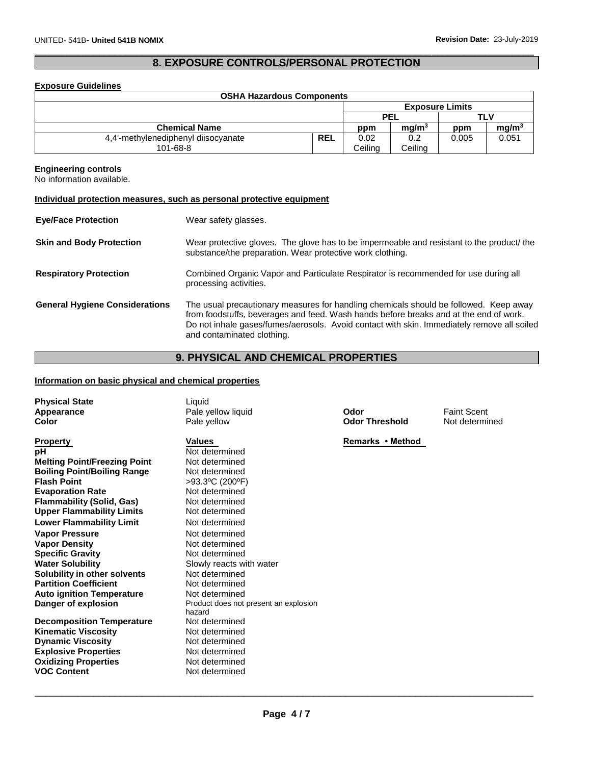## 8. EXPOSURE CONTROLS/PERSONAL PROTECTION

**Exposure Guidelines**

| OSHA Hazardous Components | | | | | |
|---|---|---|---|---|---|
| | | Exposure Limits | | | |
| | | PEL | | TLV | |
| Chemical Name | | ppm | $mg/m^3$ | ppm | $mg/m^3$ |
| 4,4'-methylenediphenyl diisocyanate 101-68-8 | REL | 0.02 Ceiling | 0.2 Ceiling | 0.005 | 0.051 |

**Engineering controls**
No information available.

**Individual protection measures, such as personal protective equipment**

**Eye/Face Protection** Wear safety glasses.

**Skin and Body Protection** Wear protective gloves. The glove has to be impermeable and resistant to the product/ the substance/the preparation. Wear protective work clothing.

**Respiratory Protection** Combined Organic Vapor and Particulate Respirator is recommended for use during all processing activities.

**General Hygiene Considerations** The usual precautionary measures for handling chemicals should be followed. Keep away from foodstuffs, beverages and feed. Wash hands before breaks and at the end of work. Do not inhale gases/fumes/aerosols. Avoid contact with skin. Immediately remove all soiled and contaminated clothing.

## 9. PHYSICAL AND CHEMICAL PROPERTIES

**Information on basic physical and chemical properties**

**Physical State** Liquid
**Appearance** Pale yellow liquid
**Color** Pale yellow
**Odor** Faint Scent
**Odor Threshold** Not determined

| Property | Values | Remarks • Method |
|---|---|---|
| pH | Not determined | |
| Melting Point/Freezing Point | Not determined | |
| Boiling Point/Boiling Range | Not determined | |
| Flash Point | >93.3ºC (200ºF) | |
| Evaporation Rate | Not determined | |
| Flammability (Solid, Gas) | Not determined | |
| Upper Flammability Limits | Not determined | |
| Lower Flammability Limit | Not determined | |
| Vapor Pressure | Not determined | |
| Vapor Density | Not determined | |
| Specific Gravity | Not determined | |
| Water Solubility | Slowly reacts with water | |
| Solubility in other solvents | Not determined | |
| Partition Coefficient | Not determined | |
| Auto ignition Temperature | Not determined | |
| Danger of explosion | Product does not present an explosion hazard | |
| Decomposition Temperature | Not determined | |
| Kinematic Viscosity | Not determined | |
| Dynamic Viscosity | Not determined | |
| Explosive Properties | Not determined | |
| Oxidizing Properties | Not determined | |
| VOC Content | Not determined | |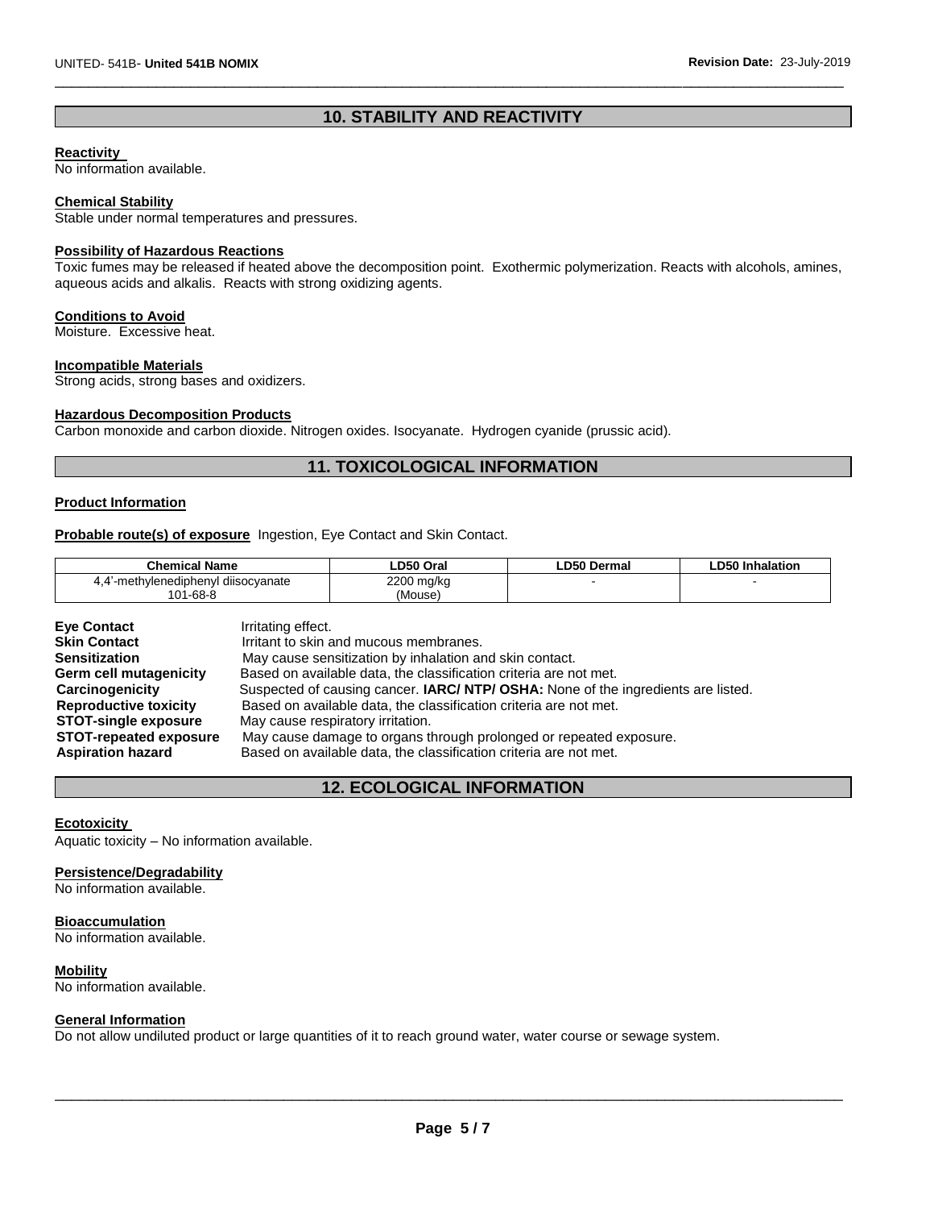## 10. STABILITY AND REACTIVITY

**Reactivity**
No information available.

**Chemical Stability**
Stable under normal temperatures and pressures.

**Possibility of Hazardous Reactions**
Toxic fumes may be released if heated above the decomposition point. Exothermic polymerization. Reacts with alcohols, amines, aqueous acids and alkalis. Reacts with strong oxidizing agents.

**Conditions to Avoid**
Moisture. Excessive heat.

**Incompatible Materials**
Strong acids, strong bases and oxidizers.

**Hazardous Decomposition Products**
Carbon monoxide and carbon dioxide. Nitrogen oxides. Isocyanate. Hydrogen cyanide (prussic acid).

## 11. TOXICOLOGICAL INFORMATION

**Product Information**

**Probable route(s) of exposure** Ingestion, Eye Contact and Skin Contact.

| Chemical Name | LD50 Oral | LD50 Dermal | LD50 Inhalation |
|---|---|---|---|
| 4,4'-methylenediphenyl diisocyanate 101-68-8 | 2200 mg/kg (Mouse) | - | - |

**Eye Contact** Irritating effect.
**Skin Contact** Irritant to skin and mucous membranes.
**Sensitization** May cause sensitization by inhalation and skin contact.
**Germ cell mutagenicity** Based on available data, the classification criteria are not met.
**Carcinogenicity** Suspected of causing cancer. **IARC/ NTP/ OSHA:** None of the ingredients are listed.
**Reproductive toxicity** Based on available data, the classification criteria are not met.
**STOT-single exposure** May cause respiratory irritation.
**STOT-repeated exposure** May cause damage to organs through prolonged or repeated exposure.
**Aspiration hazard** Based on available data, the classification criteria are not met.

## 12. ECOLOGICAL INFORMATION

**Ecotoxicity**
Aquatic toxicity – No information available.

**Persistence/Degradability**
No information available.

**Bioaccumulation**
No information available.

**Mobility**
No information available.

**General Information**
Do not allow undiluted product or large quantities of it to reach ground water, water course or sewage system.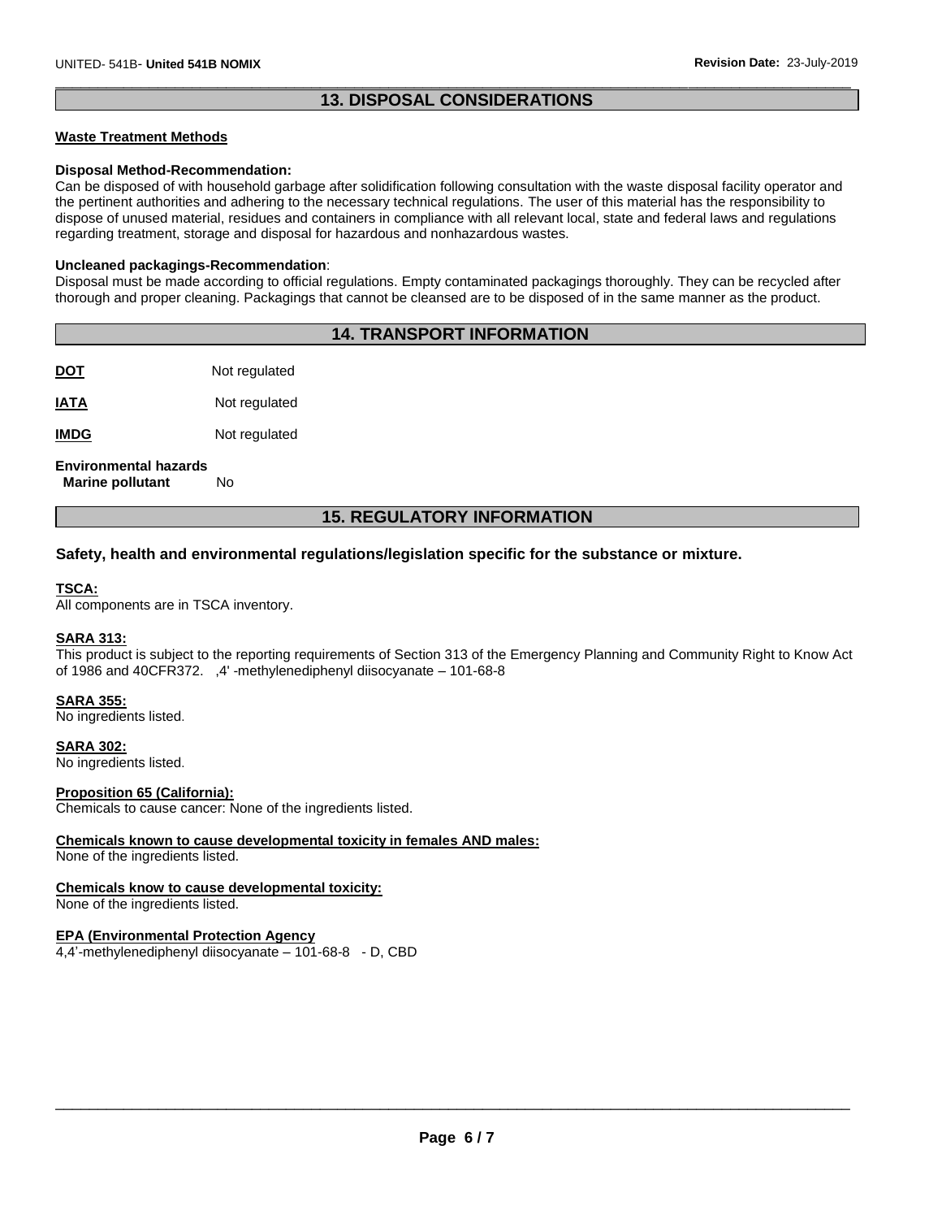## 13. DISPOSAL CONSIDERATIONS

**Waste Treatment Methods**

**Disposal Method-Recommendation:**
Can be disposed of with household garbage after solidification following consultation with the waste disposal facility operator and the pertinent authorities and adhering to the necessary technical regulations. The user of this material has the responsibility to dispose of unused material, residues and containers in compliance with all relevant local, state and federal laws and regulations regarding treatment, storage and disposal for hazardous and nonhazardous wastes.

**Uncleaned packagings-Recommendation**:
Disposal must be made according to official regulations. Empty contaminated packagings thoroughly. They can be recycled after thorough and proper cleaning. Packagings that cannot be cleansed are to be disposed of in the same manner as the product.

## 14. TRANSPORT INFORMATION

**DOT** Not regulated

**IATA** Not regulated

**IMDG** Not regulated

**Environmental hazards**
**Marine pollutant** No

## 15. REGULATORY INFORMATION

### Safety, health and environmental regulations/legislation specific for the substance or mixture.

**TSCA:**
All components are in TSCA inventory.

**SARA 313:**
This product is subject to the reporting requirements of Section 313 of the Emergency Planning and Community Right to Know Act of 1986 and 40CFR372. ,4' -methylenediphenyl diisocyanate – 101-68-8

**SARA 355:**
No ingredients listed.

**SARA 302:**
No ingredients listed.

**Proposition 65 (California):**
Chemicals to cause cancer: None of the ingredients listed.

**Chemicals known to cause developmental toxicity in females AND males:**
None of the ingredients listed.

**Chemicals know to cause developmental toxicity:**
None of the ingredients listed.

**EPA (Environmental Protection Agency**
4,4'-methylenediphenyl diisocyanate – 101-68-8 - D, CBD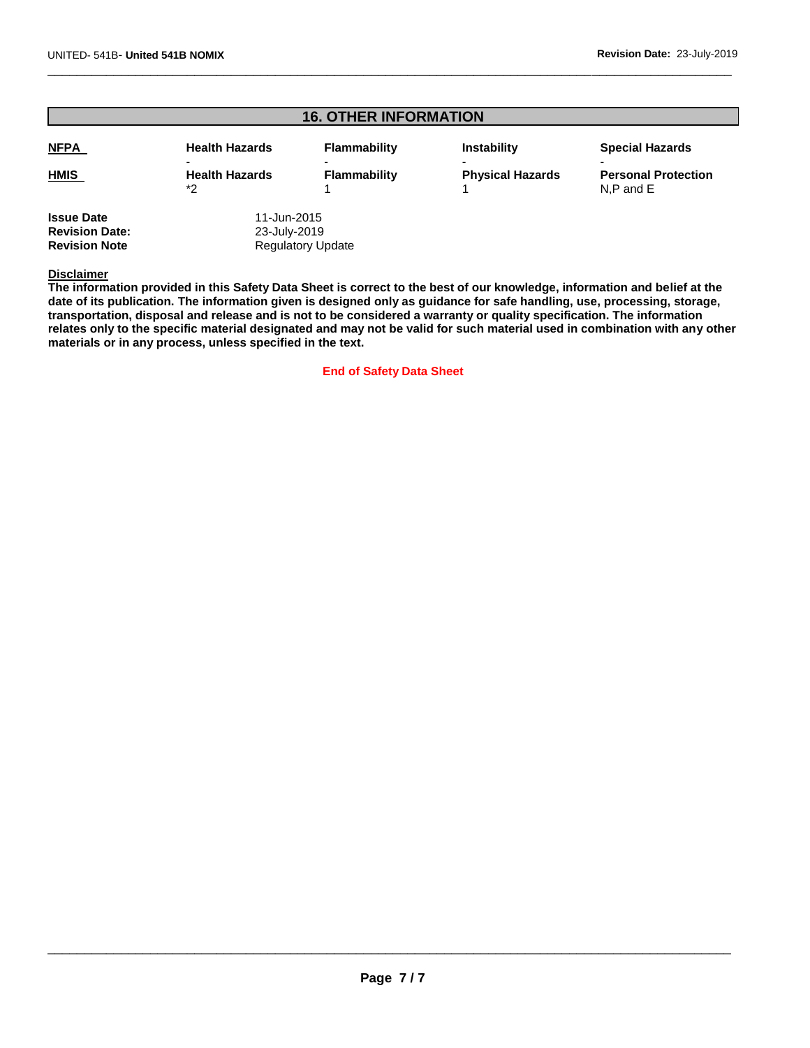## 16. OTHER INFORMATION

| | | | | |
|---|---|---|---|---|
| **NFPA** | **Health Hazards** | **Flammability** | **Instability** | **Special Hazards** |
| | - | - | - | - |
| **HMIS** | **Health Hazards** | **Flammability** | **Physical Hazards** | **Personal Protection** |
| | *2 | 1 | 1 | N,P and E |

| | |
|---|---|
| **Issue Date** | 11-Jun-2015 |
| **Revision Date:** | 23-July-2019 |
| **Revision Note** | Regulatory Update |

**Disclaimer**

**The information provided in this Safety Data Sheet is correct to the best of our knowledge, information and belief at the date of its publication. The information given is designed only as guidance for safe handling, use, processing, storage, transportation, disposal and release and is not to be considered a warranty or quality specification. The information relates only to the specific material designated and may not be valid for such material used in combination with any other materials or in any process, unless specified in the text.**

**End of Safety Data Sheet**